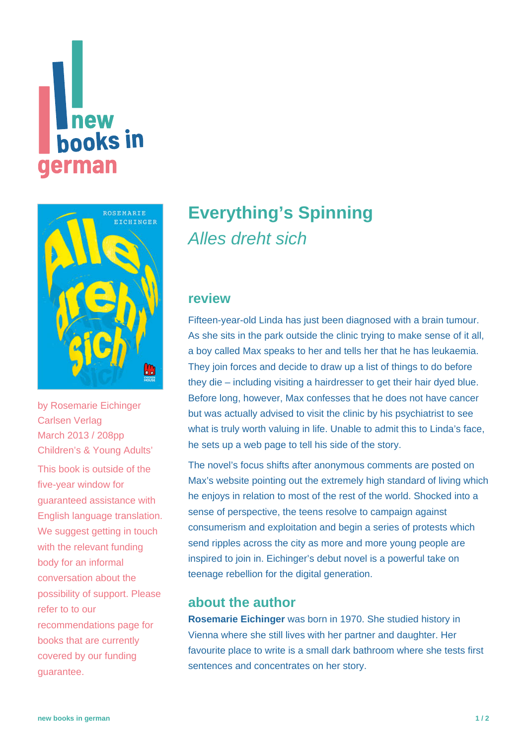# Everything's Spinning

*Alles dreht sich*

by Rosemarie Eichinger
Carlsen Verlag
March 2013 / 208pp
Children's & Young Adults'

This book is outside of the five-year window for guaranteed assistance with English language translation. We suggest getting in touch with the relevant funding body for an informal conversation about the possibility of support. Please refer to to our recommendations page for books that are currently covered by our funding guarantee.

## review

Fifteen-year-old Linda has just been diagnosed with a brain tumour. As she sits in the park outside the clinic trying to make sense of it all, a boy called Max speaks to her and tells her that he has leukaemia. They join forces and decide to draw up a list of things to do before they die – including visiting a hairdresser to get their hair dyed blue. Before long, however, Max confesses that he does not have cancer but was actually advised to visit the clinic by his psychiatrist to see what is truly worth valuing in life. Unable to admit this to Linda's face, he sets up a web page to tell his side of the story.

The novel's focus shifts after anonymous comments are posted on Max's website pointing out the extremely high standard of living which he enjoys in relation to most of the rest of the world. Shocked into a sense of perspective, the teens resolve to campaign against consumerism and exploitation and begin a series of protests which send ripples across the city as more and more young people are inspired to join in. Eichinger's debut novel is a powerful take on teenage rebellion for the digital generation.

## about the author

**Rosemarie Eichinger** was born in 1970. She studied history in Vienna where she still lives with her partner and daughter. Her favourite place to write is a small dark bathroom where she tests first sentences and concentrates on her story.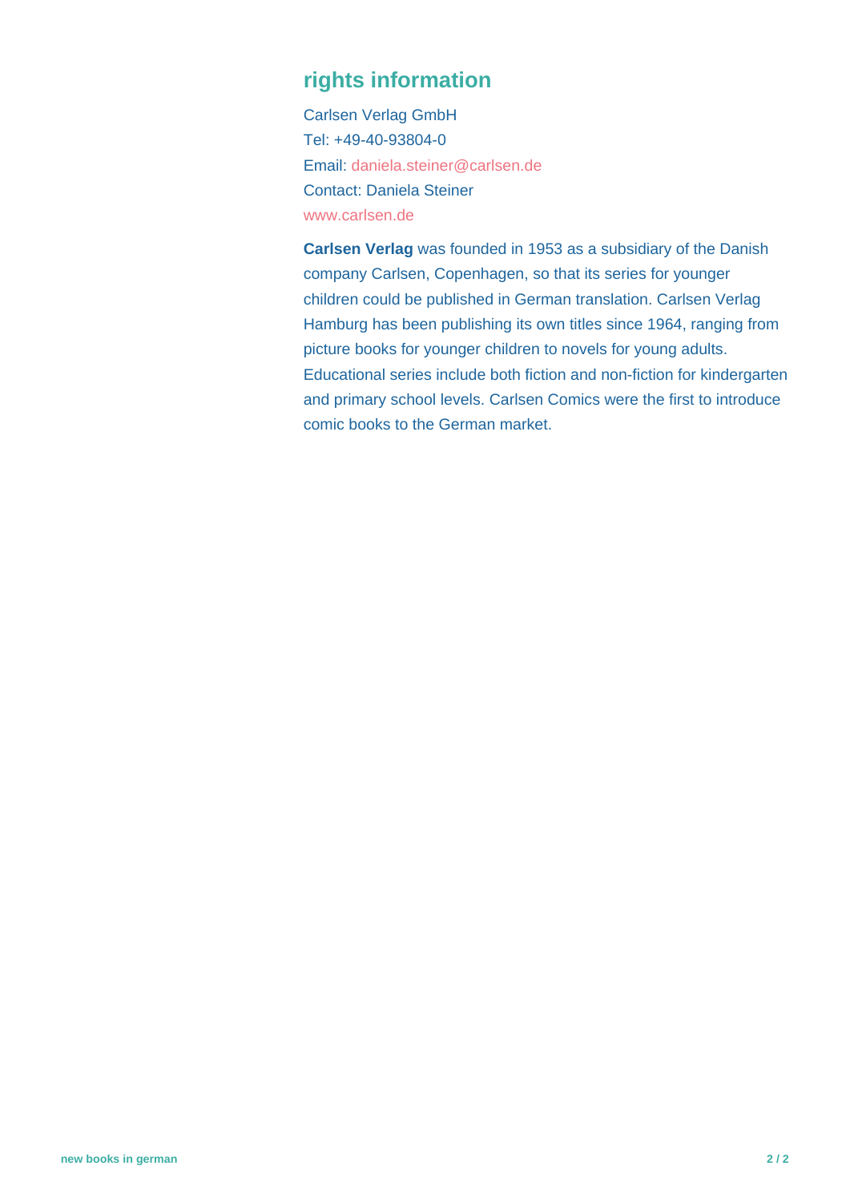## rights information

Carlsen Verlag GmbH
Tel: +49-40-93804-0
Email: daniela.steiner@carlsen.de
Contact: Daniela Steiner
www.carlsen.de

**Carlsen Verlag** was founded in 1953 as a subsidiary of the Danish company Carlsen, Copenhagen, so that its series for younger children could be published in German translation. Carlsen Verlag Hamburg has been publishing its own titles since 1964, ranging from picture books for younger children to novels for young adults. Educational series include both fiction and non-fiction for kindergarten and primary school levels. Carlsen Comics were the first to introduce comic books to the German market.